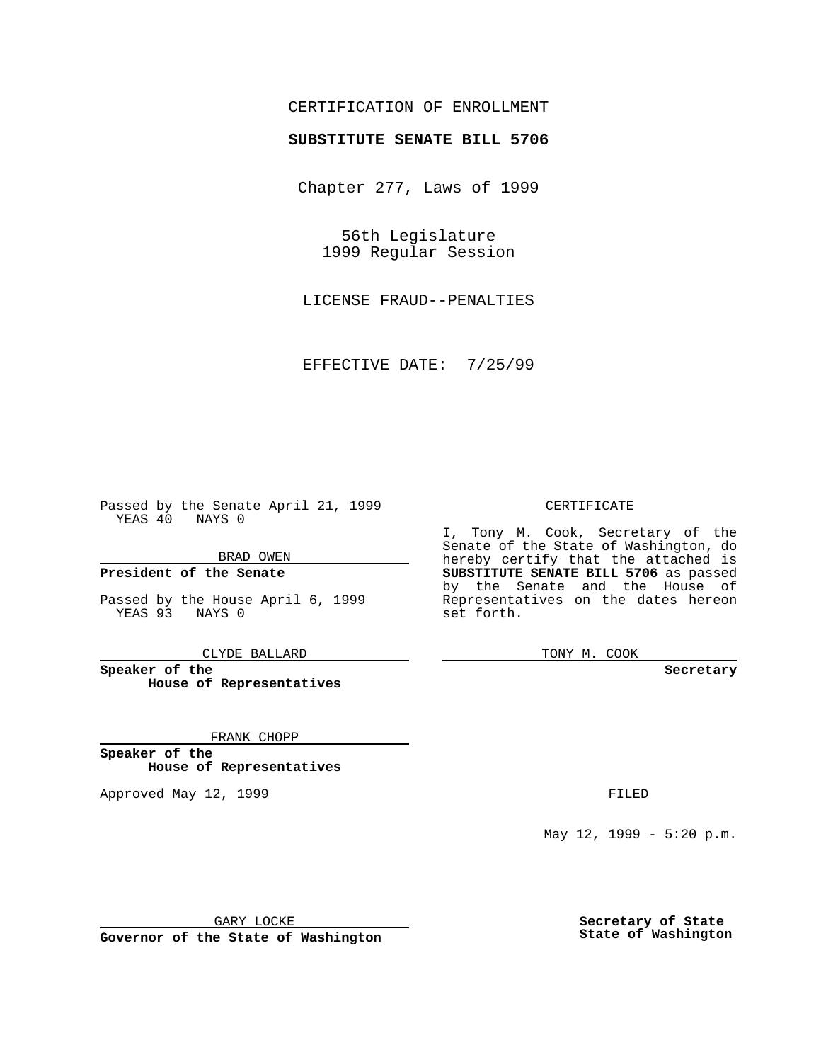CERTIFICATION OF ENROLLMENT

**SUBSTITUTE SENATE BILL 5706**

Chapter 277, Laws of 1999

56th Legislature
1999 Regular Session

LICENSE FRAUD--PENALTIES

EFFECTIVE DATE: 7/25/99

Passed by the Senate April 21, 1999
YEAS 40 NAYS 0

BRAD OWEN

**President of the Senate**

Passed by the House April 6, 1999
YEAS 93 NAYS 0

CLYDE BALLARD

**Speaker of the House of Representatives**

FRANK CHOPP

**Speaker of the House of Representatives**

Approved May 12, 1999

GARY LOCKE

**Governor of the State of Washington**

CERTIFICATE

I, Tony M. Cook, Secretary of the Senate of the State of Washington, do hereby certify that the attached is **SUBSTITUTE SENATE BILL 5706** as passed by the Senate and the House of Representatives on the dates hereon set forth.

TONY M. COOK

**Secretary**

FILED

May 12, 1999 - 5:20 p.m.

**Secretary of State**
**State of Washington**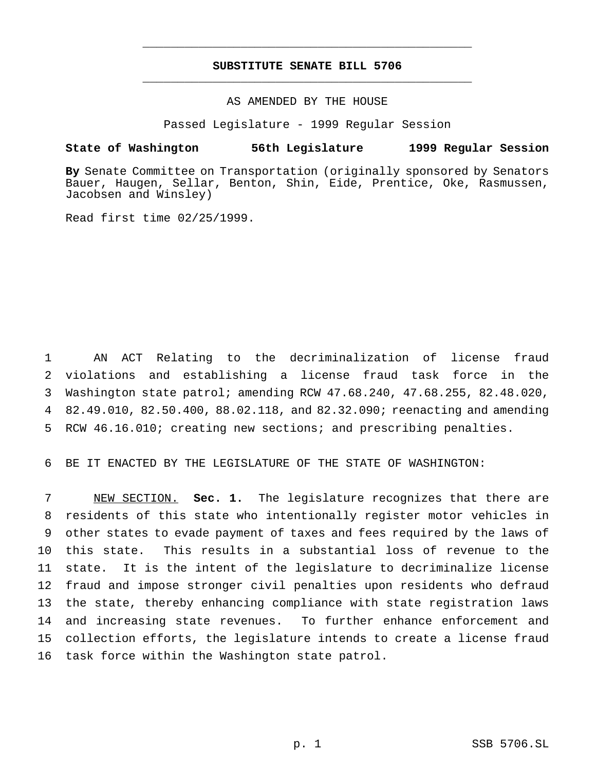# SUBSTITUTE SENATE BILL 5706

AS AMENDED BY THE HOUSE

Passed Legislature - 1999 Regular Session

**State of Washington 56th Legislature 1999 Regular Session**

**By** Senate Committee on Transportation (originally sponsored by Senators Bauer, Haugen, Sellar, Benton, Shin, Eide, Prentice, Oke, Rasmussen, Jacobsen and Winsley)

Read first time 02/25/1999.

AN ACT Relating to the decriminalization of license fraud violations and establishing a license fraud task force in the Washington state patrol; amending RCW 47.68.240, 47.68.255, 82.48.020, 82.49.010, 82.50.400, 88.02.118, and 82.32.090; reenacting and amending RCW 46.16.010; creating new sections; and prescribing penalties.

BE IT ENACTED BY THE LEGISLATURE OF THE STATE OF WASHINGTON:

NEW SECTION. **Sec. 1.** The legislature recognizes that there are residents of this state who intentionally register motor vehicles in other states to evade payment of taxes and fees required by the laws of this state. This results in a substantial loss of revenue to the state. It is the intent of the legislature to decriminalize license fraud and impose stronger civil penalties upon residents who defraud the state, thereby enhancing compliance with state registration laws and increasing state revenues. To further enhance enforcement and collection efforts, the legislature intends to create a license fraud task force within the Washington state patrol.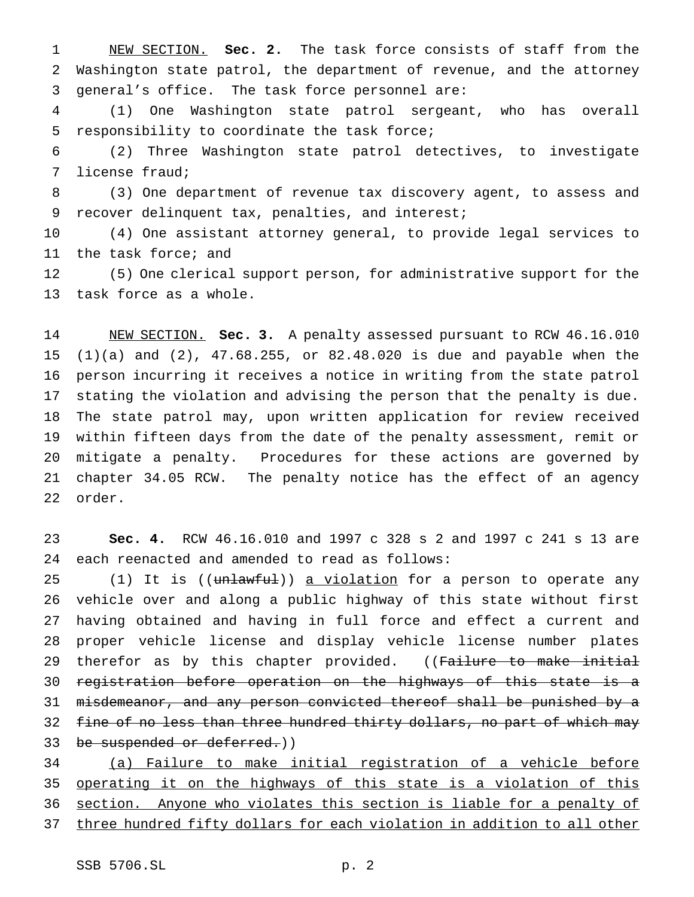<u>NEW SECTION.</u> **Sec. 2.** The task force consists of staff from the Washington state patrol, the department of revenue, and the attorney general's office. The task force personnel are:

(1) One Washington state patrol sergeant, who has overall responsibility to coordinate the task force;

(2) Three Washington state patrol detectives, to investigate license fraud;

(3) One department of revenue tax discovery agent, to assess and recover delinquent tax, penalties, and interest;

(4) One assistant attorney general, to provide legal services to the task force; and

(5) One clerical support person, for administrative support for the task force as a whole.

<u>NEW SECTION.</u> **Sec. 3.** A penalty assessed pursuant to RCW 46.16.010 (1)(a) and (2), 47.68.255, or 82.48.020 is due and payable when the person incurring it receives a notice in writing from the state patrol stating the violation and advising the person that the penalty is due. The state patrol may, upon written application for review received within fifteen days from the date of the penalty assessment, remit or mitigate a penalty. Procedures for these actions are governed by chapter 34.05 RCW. The penalty notice has the effect of an agency order.

**Sec. 4.** RCW 46.16.010 and 1997 c 328 s 2 and 1997 c 241 s 13 are each reenacted and amended to read as follows:

(1) It is ((~~unlawful~~)) <u>a violation</u> for a person to operate any vehicle over and along a public highway of this state without first having obtained and having in full force and effect a current and proper vehicle license and display vehicle license number plates therefor as by this chapter provided. ((~~Failure to make initial registration before operation on the highways of this state is a misdemeanor, and any person convicted thereof shall be punished by a fine of no less than three hundred thirty dollars, no part of which may be suspended or deferred.~~))

<u>(a) Failure to make initial registration of a vehicle before operating it on the highways of this state is a violation of this section. Anyone who violates this section is liable for a penalty of three hundred fifty dollars for each violation in addition to all other</u>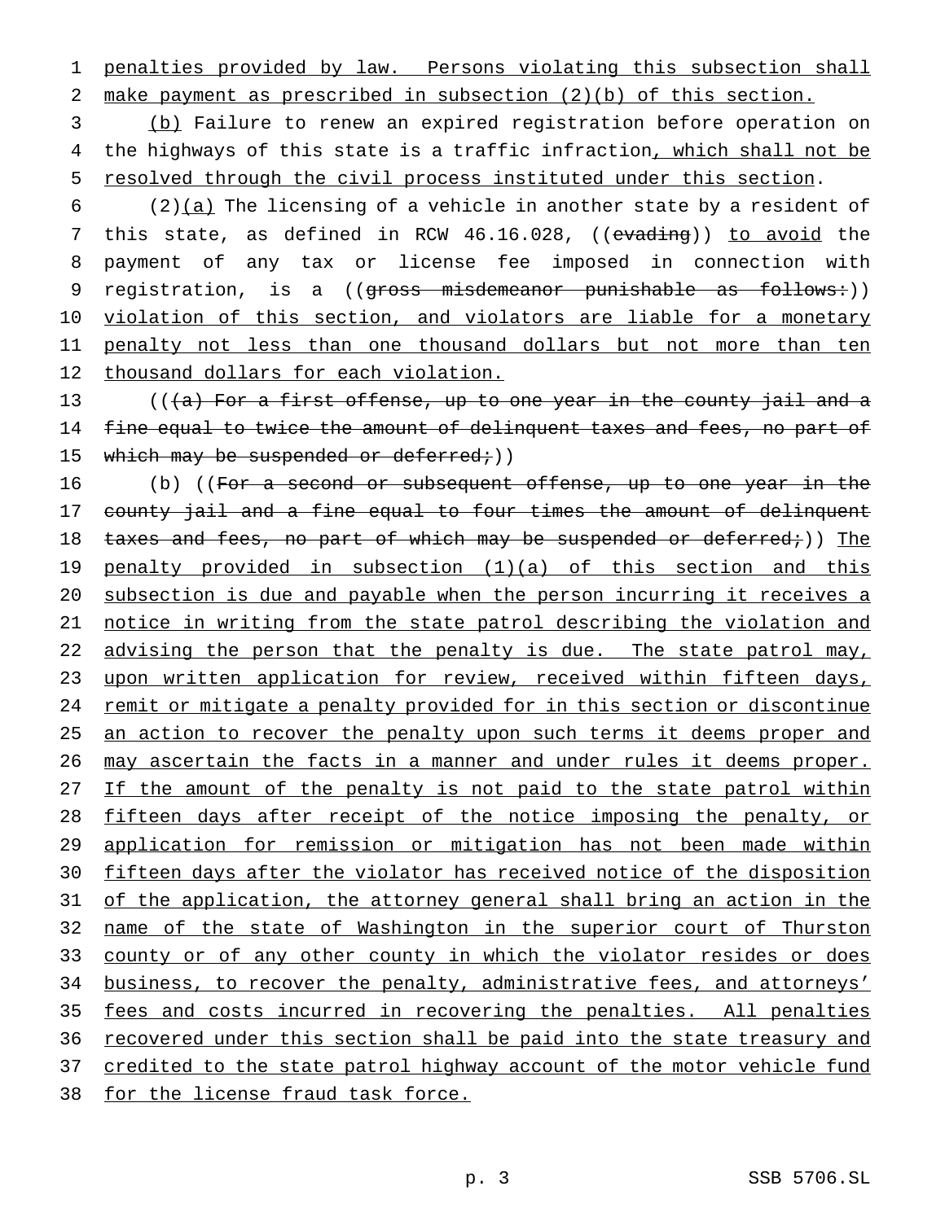penalties provided by law. Persons violating this subsection shall make payment as prescribed in subsection (2)(b) of this section.

(b) Failure to renew an expired registration before operation on the highways of this state is a traffic infraction, which shall not be resolved through the civil process instituted under this section.

(2)(a) The licensing of a vehicle in another state by a resident of this state, as defined in RCW 46.16.028, ((evading)) to avoid the payment of any tax or license fee imposed in connection with registration, is a ((gross misdemeanor punishable as follows:)) violation of this section, and violators are liable for a monetary penalty not less than one thousand dollars but not more than ten thousand dollars for each violation.

(((a) For a first offense, up to one year in the county jail and a fine equal to twice the amount of delinquent taxes and fees, no part of which may be suspended or deferred;))

(b) ((For a second or subsequent offense, up to one year in the county jail and a fine equal to four times the amount of delinquent taxes and fees, no part of which may be suspended or deferred;)) The penalty provided in subsection (1)(a) of this section and this subsection is due and payable when the person incurring it receives a notice in writing from the state patrol describing the violation and advising the person that the penalty is due. The state patrol may, upon written application for review, received within fifteen days, remit or mitigate a penalty provided for in this section or discontinue an action to recover the penalty upon such terms it deems proper and may ascertain the facts in a manner and under rules it deems proper. If the amount of the penalty is not paid to the state patrol within fifteen days after receipt of the notice imposing the penalty, or application for remission or mitigation has not been made within fifteen days after the violator has received notice of the disposition of the application, the attorney general shall bring an action in the name of the state of Washington in the superior court of Thurston county or of any other county in which the violator resides or does business, to recover the penalty, administrative fees, and attorneys' fees and costs incurred in recovering the penalties. All penalties recovered under this section shall be paid into the state treasury and credited to the state patrol highway account of the motor vehicle fund for the license fraud task force.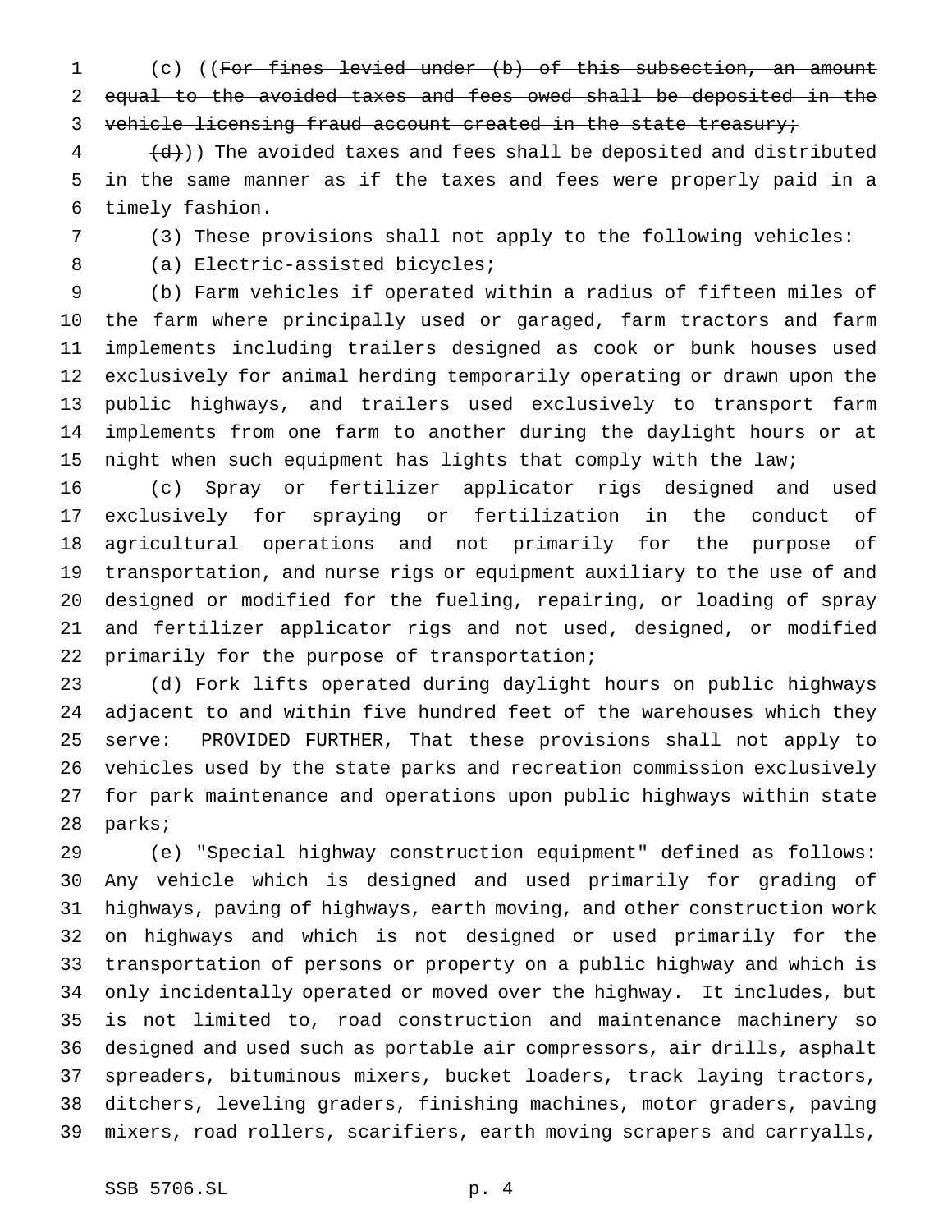(c) ((~~For fines levied under (b) of this subsection, an amount equal to the avoided taxes and fees owed shall be deposited in the vehicle licensing fraud account created in the state treasury;~~

~~(d)~~)) The avoided taxes and fees shall be deposited and distributed in the same manner as if the taxes and fees were properly paid in a timely fashion.

(3) These provisions shall not apply to the following vehicles:

(a) Electric-assisted bicycles;

(b) Farm vehicles if operated within a radius of fifteen miles of the farm where principally used or garaged, farm tractors and farm implements including trailers designed as cook or bunk houses used exclusively for animal herding temporarily operating or drawn upon the public highways, and trailers used exclusively to transport farm implements from one farm to another during the daylight hours or at night when such equipment has lights that comply with the law;

(c) Spray or fertilizer applicator rigs designed and used exclusively for spraying or fertilization in the conduct of agricultural operations and not primarily for the purpose of transportation, and nurse rigs or equipment auxiliary to the use of and designed or modified for the fueling, repairing, or loading of spray and fertilizer applicator rigs and not used, designed, or modified primarily for the purpose of transportation;

(d) Fork lifts operated during daylight hours on public highways adjacent to and within five hundred feet of the warehouses which they serve: PROVIDED FURTHER, That these provisions shall not apply to vehicles used by the state parks and recreation commission exclusively for park maintenance and operations upon public highways within state parks;

(e) "Special highway construction equipment" defined as follows: Any vehicle which is designed and used primarily for grading of highways, paving of highways, earth moving, and other construction work on highways and which is not designed or used primarily for the transportation of persons or property on a public highway and which is only incidentally operated or moved over the highway. It includes, but is not limited to, road construction and maintenance machinery so designed and used such as portable air compressors, air drills, asphalt spreaders, bituminous mixers, bucket loaders, track laying tractors, ditchers, leveling graders, finishing machines, motor graders, paving mixers, road rollers, scarifiers, earth moving scrapers and carryalls,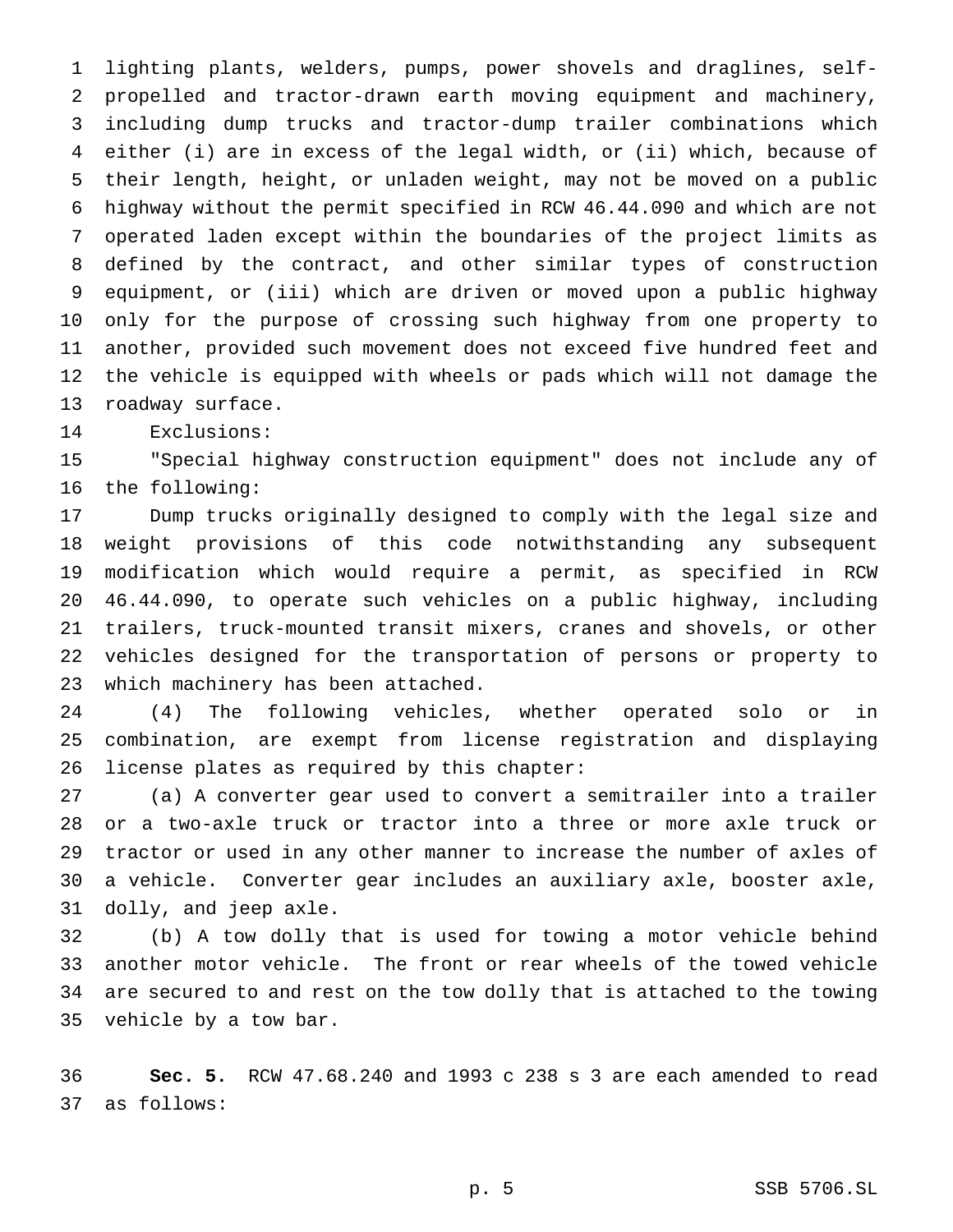lighting plants, welders, pumps, power shovels and draglines, self-propelled and tractor-drawn earth moving equipment and machinery, including dump trucks and tractor-dump trailer combinations which either (i) are in excess of the legal width, or (ii) which, because of their length, height, or unladen weight, may not be moved on a public highway without the permit specified in RCW 46.44.090 and which are not operated laden except within the boundaries of the project limits as defined by the contract, and other similar types of construction equipment, or (iii) which are driven or moved upon a public highway only for the purpose of crossing such highway from one property to another, provided such movement does not exceed five hundred feet and the vehicle is equipped with wheels or pads which will not damage the roadway surface.

Exclusions:

"Special highway construction equipment" does not include any of the following:

Dump trucks originally designed to comply with the legal size and weight provisions of this code notwithstanding any subsequent modification which would require a permit, as specified in RCW 46.44.090, to operate such vehicles on a public highway, including trailers, truck-mounted transit mixers, cranes and shovels, or other vehicles designed for the transportation of persons or property to which machinery has been attached.

(4) The following vehicles, whether operated solo or in combination, are exempt from license registration and displaying license plates as required by this chapter:

(a) A converter gear used to convert a semitrailer into a trailer or a two-axle truck or tractor into a three or more axle truck or tractor or used in any other manner to increase the number of axles of a vehicle. Converter gear includes an auxiliary axle, booster axle, dolly, and jeep axle.

(b) A tow dolly that is used for towing a motor vehicle behind another motor vehicle. The front or rear wheels of the towed vehicle are secured to and rest on the tow dolly that is attached to the towing vehicle by a tow bar.

**Sec. 5.** RCW 47.68.240 and 1993 c 238 s 3 are each amended to read as follows: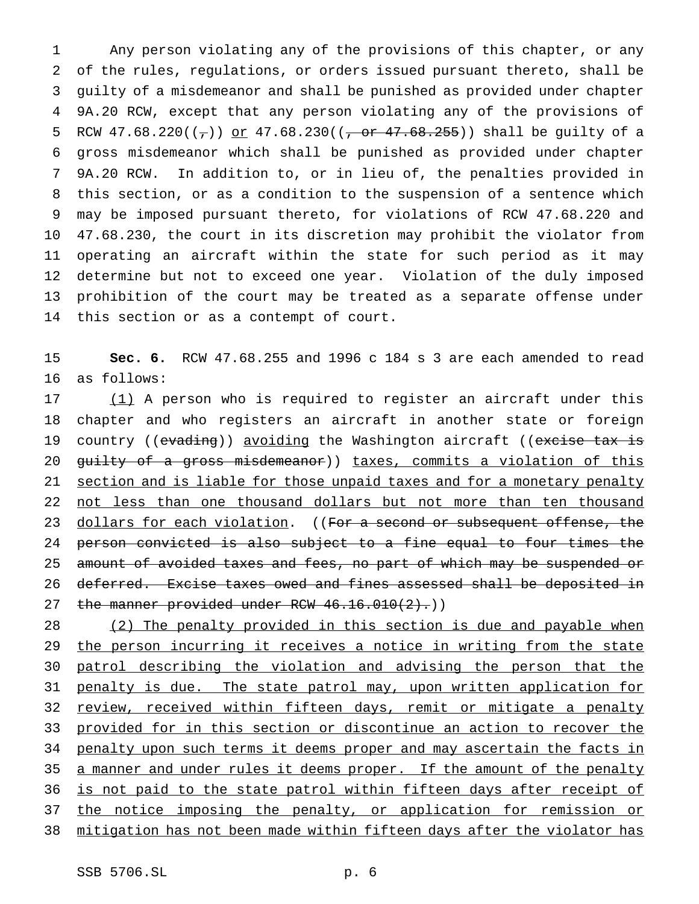Any person violating any of the provisions of this chapter, or any of the rules, regulations, or orders issued pursuant thereto, shall be guilty of a misdemeanor and shall be punished as provided under chapter 9A.20 RCW, except that any person violating any of the provisions of RCW 47.68.220((~~,~~)) <u>or</u> 47.68.230((~~, or 47.68.255~~)) shall be guilty of a gross misdemeanor which shall be punished as provided under chapter 9A.20 RCW. In addition to, or in lieu of, the penalties provided in this section, or as a condition to the suspension of a sentence which may be imposed pursuant thereto, for violations of RCW 47.68.220 and 47.68.230, the court in its discretion may prohibit the violator from operating an aircraft within the state for such period as it may determine but not to exceed one year. Violation of the duly imposed prohibition of the court may be treated as a separate offense under this section or as a contempt of court.

**Sec. 6.** RCW 47.68.255 and 1996 c 184 s 3 are each amended to read as follows:

<u>(1)</u> A person who is required to register an aircraft under this chapter and who registers an aircraft in another state or foreign country ((~~evading~~)) <u>avoiding</u> the Washington aircraft ((~~excise tax is guilty of a gross misdemeanor~~)) <u>taxes, commits a violation of this section and is liable for those unpaid taxes and for a monetary penalty not less than one thousand dollars but not more than ten thousand dollars for each violation</u>. ((~~For a second or subsequent offense, the person convicted is also subject to a fine equal to four times the amount of avoided taxes and fees, no part of which may be suspended or deferred. Excise taxes owed and fines assessed shall be deposited in the manner provided under RCW 46.16.010(2).~~))

<u>(2) The penalty provided in this section is due and payable when the person incurring it receives a notice in writing from the state patrol describing the violation and advising the person that the penalty is due. The state patrol may, upon written application for review, received within fifteen days, remit or mitigate a penalty provided for in this section or discontinue an action to recover the penalty upon such terms it deems proper and may ascertain the facts in a manner and under rules it deems proper. If the amount of the penalty is not paid to the state patrol within fifteen days after receipt of the notice imposing the penalty, or application for remission or mitigation has not been made within fifteen days after the violator has</u>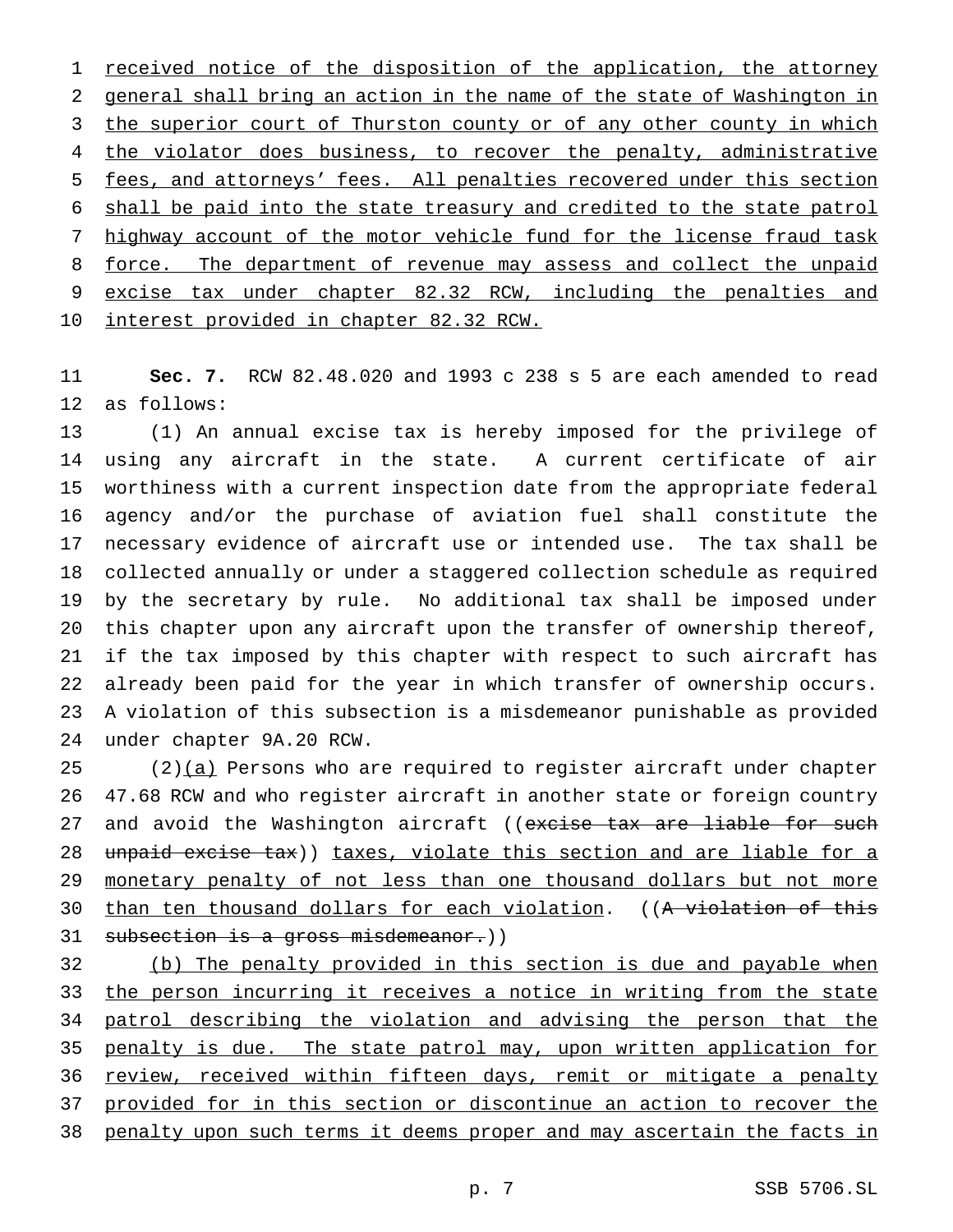received notice of the disposition of the application, the attorney general shall bring an action in the name of the state of Washington in the superior court of Thurston county or of any other county in which the violator does business, to recover the penalty, administrative fees, and attorneys' fees. All penalties recovered under this section shall be paid into the state treasury and credited to the state patrol highway account of the motor vehicle fund for the license fraud task force. The department of revenue may assess and collect the unpaid excise tax under chapter 82.32 RCW, including the penalties and interest provided in chapter 82.32 RCW.

**Sec. 7.** RCW 82.48.020 and 1993 c 238 s 5 are each amended to read as follows:

(1) An annual excise tax is hereby imposed for the privilege of using any aircraft in the state. A current certificate of air worthiness with a current inspection date from the appropriate federal agency and/or the purchase of aviation fuel shall constitute the necessary evidence of aircraft use or intended use. The tax shall be collected annually or under a staggered collection schedule as required by the secretary by rule. No additional tax shall be imposed under this chapter upon any aircraft upon the transfer of ownership thereof, if the tax imposed by this chapter with respect to such aircraft has already been paid for the year in which transfer of ownership occurs. A violation of this subsection is a misdemeanor punishable as provided under chapter 9A.20 RCW.

(2)(a) Persons who are required to register aircraft under chapter 47.68 RCW and who register aircraft in another state or foreign country and avoid the Washington aircraft ((~~excise tax are liable for such unpaid excise tax~~)) taxes, violate this section and are liable for a monetary penalty of not less than one thousand dollars but not more than ten thousand dollars for each violation. ((~~A violation of this subsection is a gross misdemeanor.~~))

(b) The penalty provided in this section is due and payable when the person incurring it receives a notice in writing from the state patrol describing the violation and advising the person that the penalty is due. The state patrol may, upon written application for review, received within fifteen days, remit or mitigate a penalty provided for in this section or discontinue an action to recover the penalty upon such terms it deems proper and may ascertain the facts in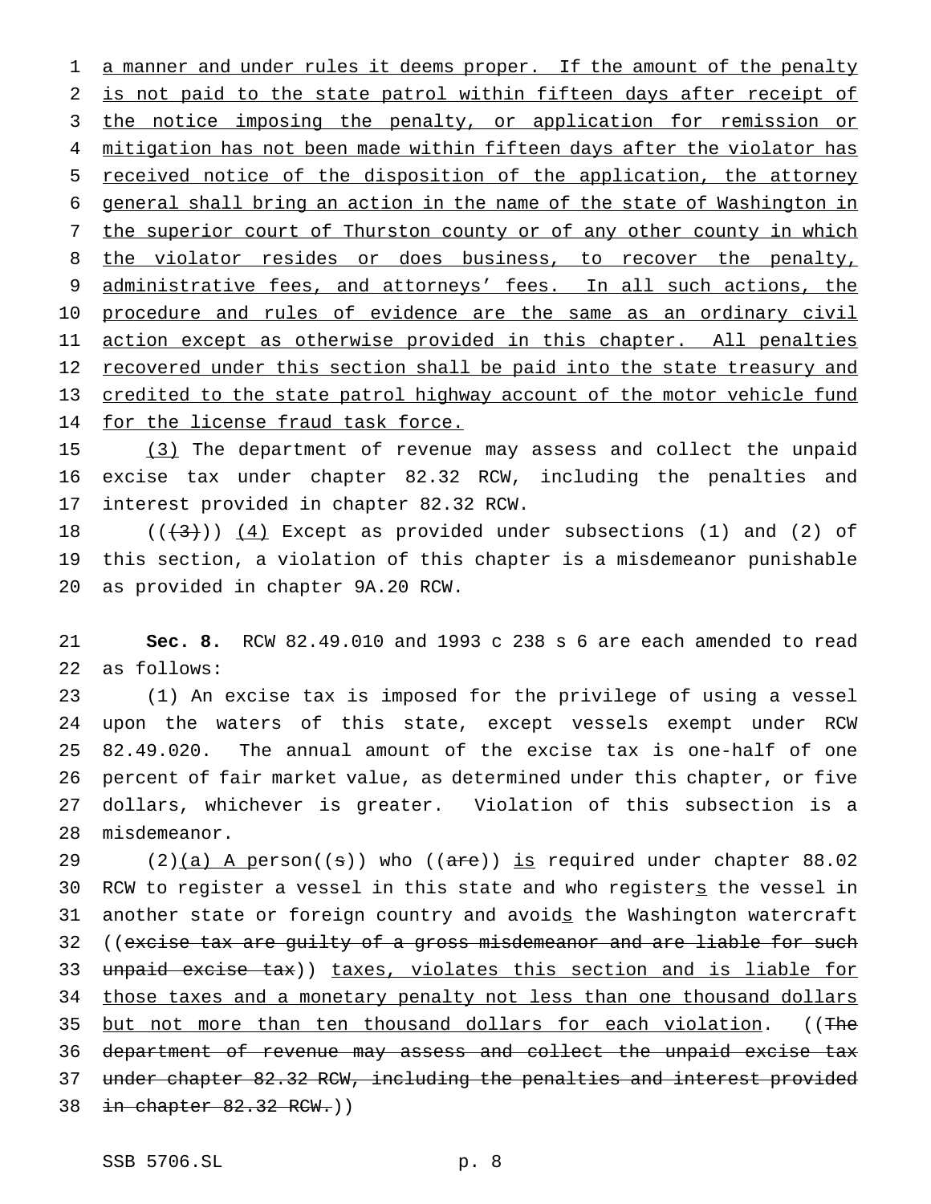a manner and under rules it deems proper. If the amount of the penalty is not paid to the state patrol within fifteen days after receipt of the notice imposing the penalty, or application for remission or mitigation has not been made within fifteen days after the violator has received notice of the disposition of the application, the attorney general shall bring an action in the name of the state of Washington in the superior court of Thurston county or of any other county in which the violator resides or does business, to recover the penalty, administrative fees, and attorneys' fees. In all such actions, the procedure and rules of evidence are the same as an ordinary civil action except as otherwise provided in this chapter. All penalties recovered under this section shall be paid into the state treasury and credited to the state patrol highway account of the motor vehicle fund for the license fraud task force.

(3) The department of revenue may assess and collect the unpaid excise tax under chapter 82.32 RCW, including the penalties and interest provided in chapter 82.32 RCW.

(((3))) (4) Except as provided under subsections (1) and (2) of this section, a violation of this chapter is a misdemeanor punishable as provided in chapter 9A.20 RCW.

**Sec. 8.** RCW 82.49.010 and 1993 c 238 s 6 are each amended to read as follows:

(1) An excise tax is imposed for the privilege of using a vessel upon the waters of this state, except vessels exempt under RCW 82.49.020. The annual amount of the excise tax is one-half of one percent of fair market value, as determined under this chapter, or five dollars, whichever is greater. Violation of this subsection is a misdemeanor.

(2)(a) A person((s)) who ((are)) is required under chapter 88.02 RCW to register a vessel in this state and who registers the vessel in another state or foreign country and avoids the Washington watercraft ((~~excise tax are guilty of a gross misdemeanor and are liable for such unpaid excise tax~~)) taxes, violates this section and is liable for those taxes and a monetary penalty not less than one thousand dollars but not more than ten thousand dollars for each violation. ((~~The department of revenue may assess and collect the unpaid excise tax under chapter 82.32 RCW, including the penalties and interest provided in chapter 82.32 RCW.~~))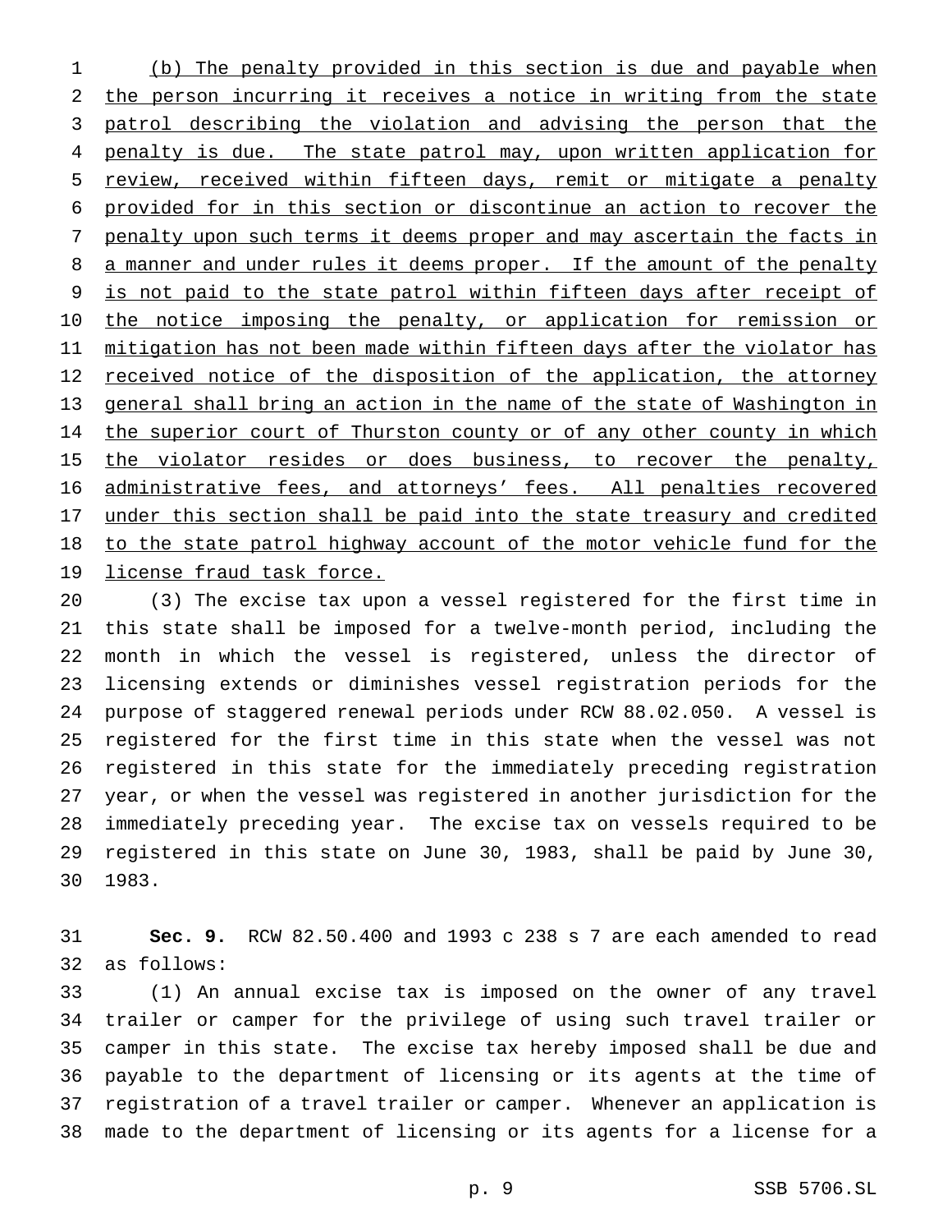(b) The penalty provided in this section is due and payable when the person incurring it receives a notice in writing from the state patrol describing the violation and advising the person that the penalty is due. The state patrol may, upon written application for review, received within fifteen days, remit or mitigate a penalty provided for in this section or discontinue an action to recover the penalty upon such terms it deems proper and may ascertain the facts in a manner and under rules it deems proper. If the amount of the penalty is not paid to the state patrol within fifteen days after receipt of the notice imposing the penalty, or application for remission or mitigation has not been made within fifteen days after the violator has received notice of the disposition of the application, the attorney general shall bring an action in the name of the state of Washington in the superior court of Thurston county or of any other county in which the violator resides or does business, to recover the penalty, administrative fees, and attorneys' fees. All penalties recovered under this section shall be paid into the state treasury and credited to the state patrol highway account of the motor vehicle fund for the license fraud task force.

(3) The excise tax upon a vessel registered for the first time in this state shall be imposed for a twelve-month period, including the month in which the vessel is registered, unless the director of licensing extends or diminishes vessel registration periods for the purpose of staggered renewal periods under RCW 88.02.050. A vessel is registered for the first time in this state when the vessel was not registered in this state for the immediately preceding registration year, or when the vessel was registered in another jurisdiction for the immediately preceding year. The excise tax on vessels required to be registered in this state on June 30, 1983, shall be paid by June 30, 1983.

**Sec. 9.** RCW 82.50.400 and 1993 c 238 s 7 are each amended to read as follows:

(1) An annual excise tax is imposed on the owner of any travel trailer or camper for the privilege of using such travel trailer or camper in this state. The excise tax hereby imposed shall be due and payable to the department of licensing or its agents at the time of registration of a travel trailer or camper. Whenever an application is made to the department of licensing or its agents for a license for a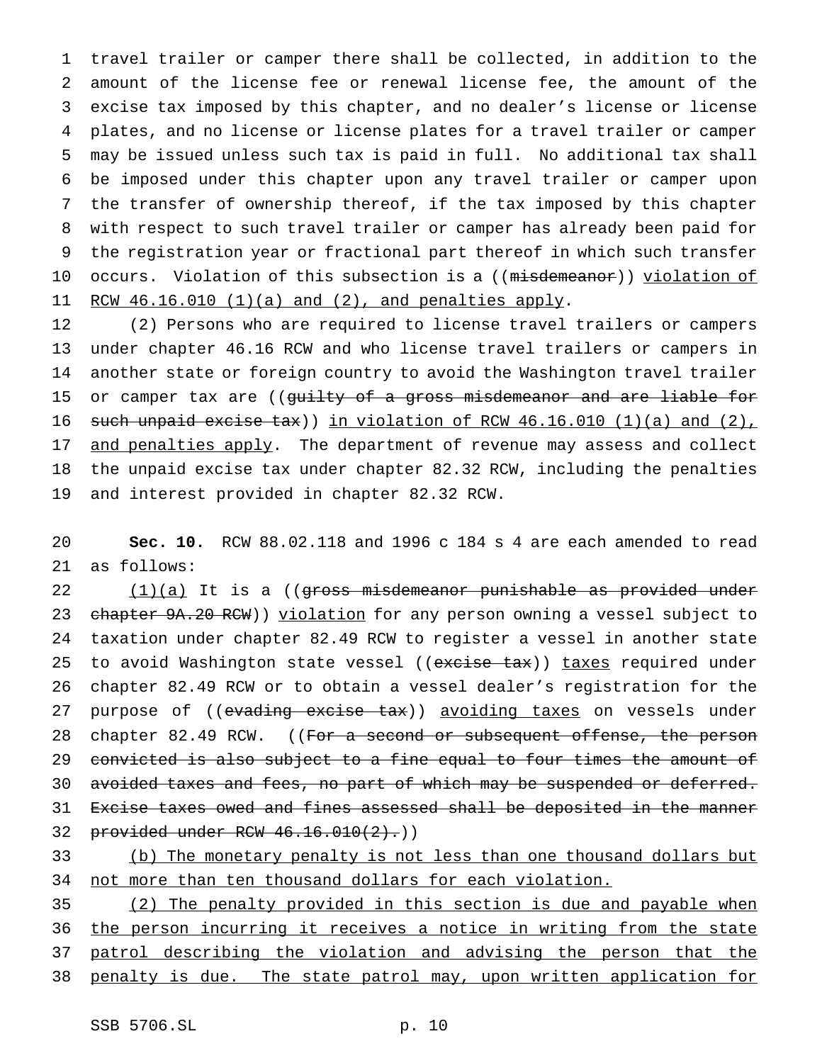travel trailer or camper there shall be collected, in addition to the amount of the license fee or renewal license fee, the amount of the excise tax imposed by this chapter, and no dealer's license or license plates, and no license or license plates for a travel trailer or camper may be issued unless such tax is paid in full. No additional tax shall be imposed under this chapter upon any travel trailer or camper upon the transfer of ownership thereof, if the tax imposed by this chapter with respect to such travel trailer or camper has already been paid for the registration year or fractional part thereof in which such transfer occurs. Violation of this subsection is a ((~~misdemeanor~~)) <u>violation of RCW 46.16.010 (1)(a) and (2), and penalties apply</u>.

(2) Persons who are required to license travel trailers or campers under chapter 46.16 RCW and who license travel trailers or campers in another state or foreign country to avoid the Washington travel trailer or camper tax are ((~~guilty of a gross misdemeanor and are liable for such unpaid excise tax~~)) <u>in violation of RCW 46.16.010 (1)(a) and (2), and penalties apply</u>. The department of revenue may assess and collect the unpaid excise tax under chapter 82.32 RCW, including the penalties and interest provided in chapter 82.32 RCW.

**Sec. 10.** RCW 88.02.118 and 1996 c 184 s 4 are each amended to read as follows:

<u>(1)(a)</u> It is a ((~~gross misdemeanor punishable as provided under chapter 9A.20 RCW~~)) <u>violation</u> for any person owning a vessel subject to taxation under chapter 82.49 RCW to register a vessel in another state to avoid Washington state vessel ((~~excise tax~~)) <u>taxes</u> required under chapter 82.49 RCW or to obtain a vessel dealer's registration for the purpose of ((~~evading excise tax~~)) <u>avoiding taxes</u> on vessels under chapter 82.49 RCW. ((~~For a second or subsequent offense, the person convicted is also subject to a fine equal to four times the amount of avoided taxes and fees, no part of which may be suspended or deferred. Excise taxes owed and fines assessed shall be deposited in the manner provided under RCW 46.16.010(2).~~))

<u>(b) The monetary penalty is not less than one thousand dollars but not more than ten thousand dollars for each violation.</u>

<u>(2) The penalty provided in this section is due and payable when the person incurring it receives a notice in writing from the state patrol describing the violation and advising the person that the penalty is due. The state patrol may, upon written application for</u>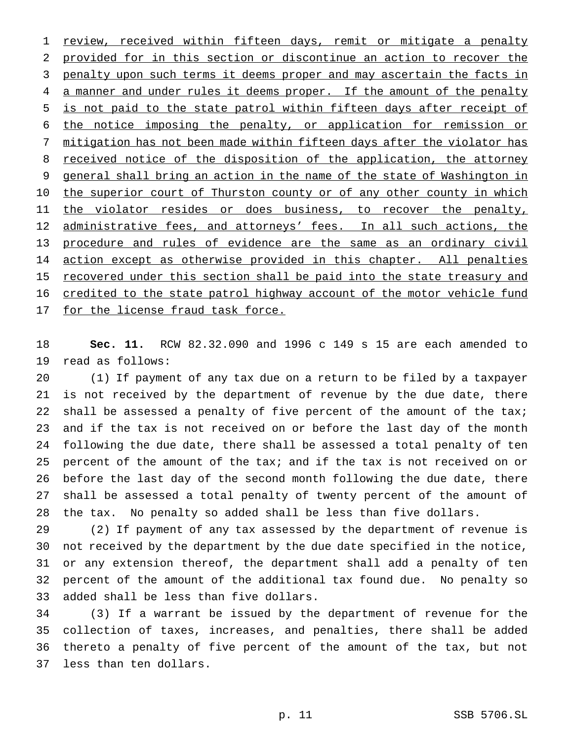review, received within fifteen days, remit or mitigate a penalty provided for in this section or discontinue an action to recover the penalty upon such terms it deems proper and may ascertain the facts in a manner and under rules it deems proper. If the amount of the penalty is not paid to the state patrol within fifteen days after receipt of the notice imposing the penalty, or application for remission or mitigation has not been made within fifteen days after the violator has received notice of the disposition of the application, the attorney general shall bring an action in the name of the state of Washington in the superior court of Thurston county or of any other county in which the violator resides or does business, to recover the penalty, administrative fees, and attorneys' fees. In all such actions, the procedure and rules of evidence are the same as an ordinary civil action except as otherwise provided in this chapter. All penalties recovered under this section shall be paid into the state treasury and credited to the state patrol highway account of the motor vehicle fund for the license fraud task force.

**Sec. 11.** RCW 82.32.090 and 1996 c 149 s 15 are each amended to read as follows:

(1) If payment of any tax due on a return to be filed by a taxpayer is not received by the department of revenue by the due date, there shall be assessed a penalty of five percent of the amount of the tax; and if the tax is not received on or before the last day of the month following the due date, there shall be assessed a total penalty of ten percent of the amount of the tax; and if the tax is not received on or before the last day of the second month following the due date, there shall be assessed a total penalty of twenty percent of the amount of the tax. No penalty so added shall be less than five dollars.

(2) If payment of any tax assessed by the department of revenue is not received by the department by the due date specified in the notice, or any extension thereof, the department shall add a penalty of ten percent of the amount of the additional tax found due. No penalty so added shall be less than five dollars.

(3) If a warrant be issued by the department of revenue for the collection of taxes, increases, and penalties, there shall be added thereto a penalty of five percent of the amount of the tax, but not less than ten dollars.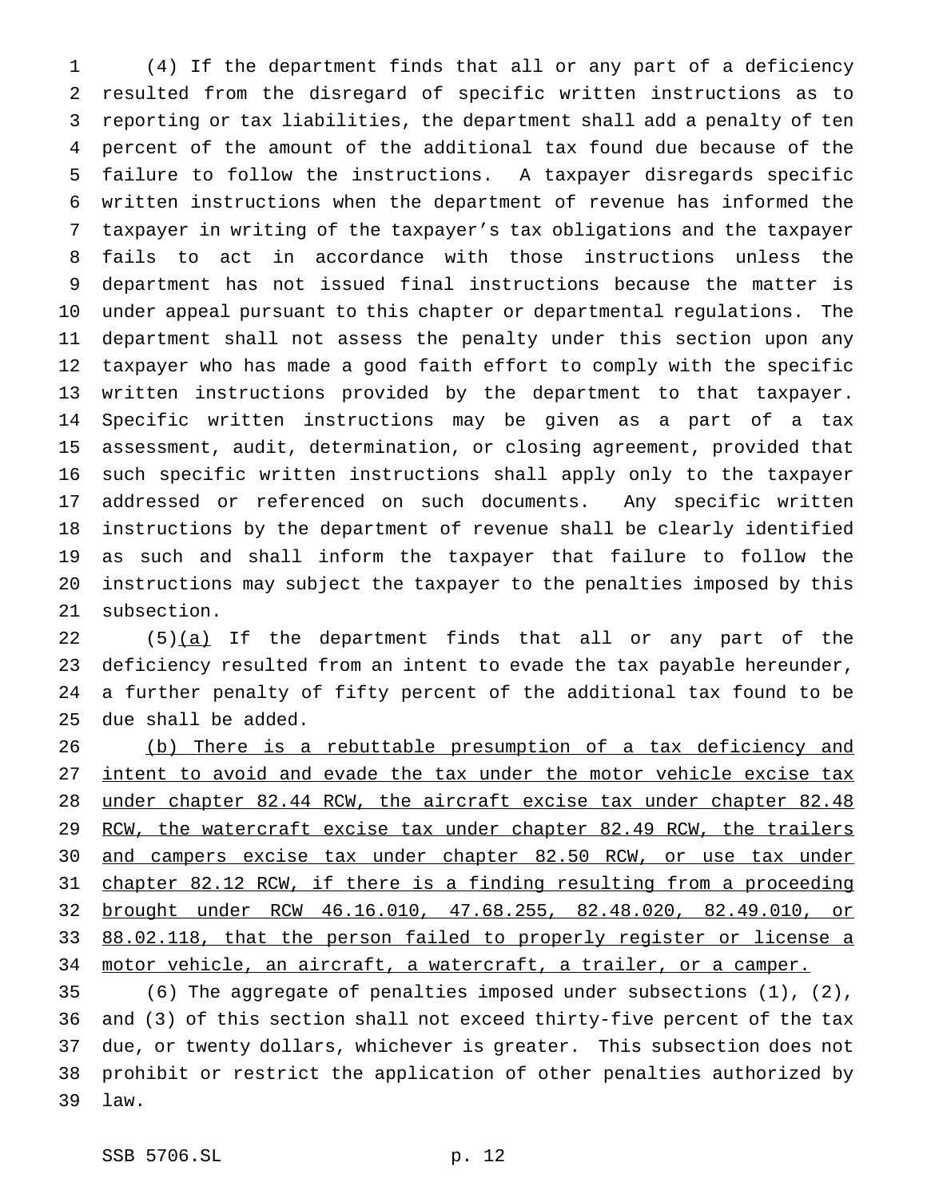(4) If the department finds that all or any part of a deficiency resulted from the disregard of specific written instructions as to reporting or tax liabilities, the department shall add a penalty of ten percent of the amount of the additional tax found due because of the failure to follow the instructions. A taxpayer disregards specific written instructions when the department of revenue has informed the taxpayer in writing of the taxpayer's tax obligations and the taxpayer fails to act in accordance with those instructions unless the department has not issued final instructions because the matter is under appeal pursuant to this chapter or departmental regulations. The department shall not assess the penalty under this section upon any taxpayer who has made a good faith effort to comply with the specific written instructions provided by the department to that taxpayer. Specific written instructions may be given as a part of a tax assessment, audit, determination, or closing agreement, provided that such specific written instructions shall apply only to the taxpayer addressed or referenced on such documents. Any specific written instructions by the department of revenue shall be clearly identified as such and shall inform the taxpayer that failure to follow the instructions may subject the taxpayer to the penalties imposed by this subsection.

(5)<u>(a)</u> If the department finds that all or any part of the deficiency resulted from an intent to evade the tax payable hereunder, a further penalty of fifty percent of the additional tax found to be due shall be added.

<u>(b) There is a rebuttable presumption of a tax deficiency and intent to avoid and evade the tax under the motor vehicle excise tax under chapter 82.44 RCW, the aircraft excise tax under chapter 82.48 RCW, the watercraft excise tax under chapter 82.49 RCW, the trailers and campers excise tax under chapter 82.50 RCW, or use tax under chapter 82.12 RCW, if there is a finding resulting from a proceeding brought under RCW 46.16.010, 47.68.255, 82.48.020, 82.49.010, or 88.02.118, that the person failed to properly register or license a motor vehicle, an aircraft, a watercraft, a trailer, or a camper.</u>

(6) The aggregate of penalties imposed under subsections (1), (2), and (3) of this section shall not exceed thirty-five percent of the tax due, or twenty dollars, whichever is greater. This subsection does not prohibit or restrict the application of other penalties authorized by law.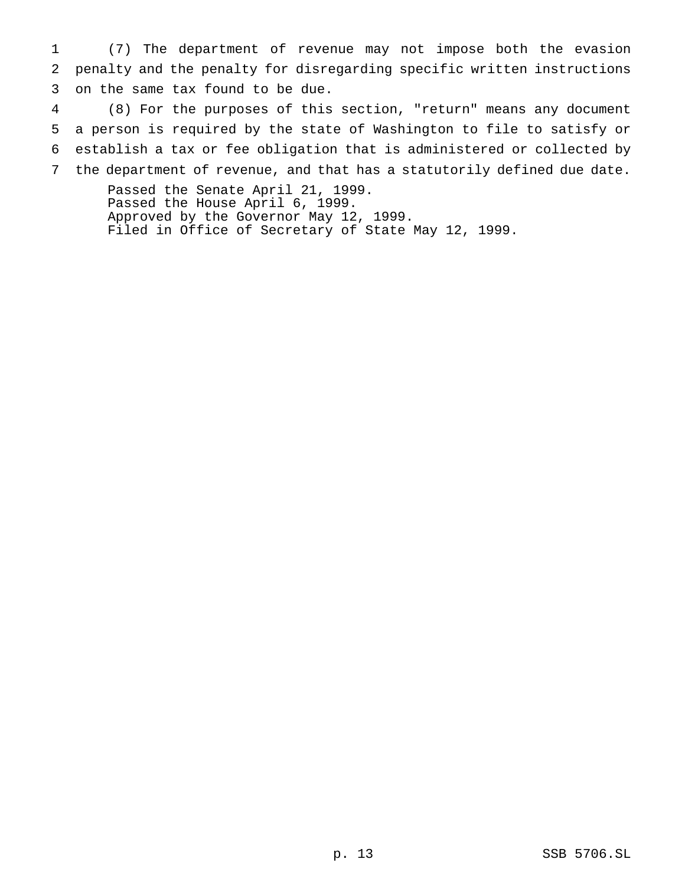(7) The department of revenue may not impose both the evasion penalty and the penalty for disregarding specific written instructions on the same tax found to be due.

(8) For the purposes of this section, "return" means any document a person is required by the state of Washington to file to satisfy or establish a tax or fee obligation that is administered or collected by the department of revenue, and that has a statutorily defined due date.

Passed the Senate April 21, 1999.
Passed the House April 6, 1999.
Approved by the Governor May 12, 1999.
Filed in Office of Secretary of State May 12, 1999.